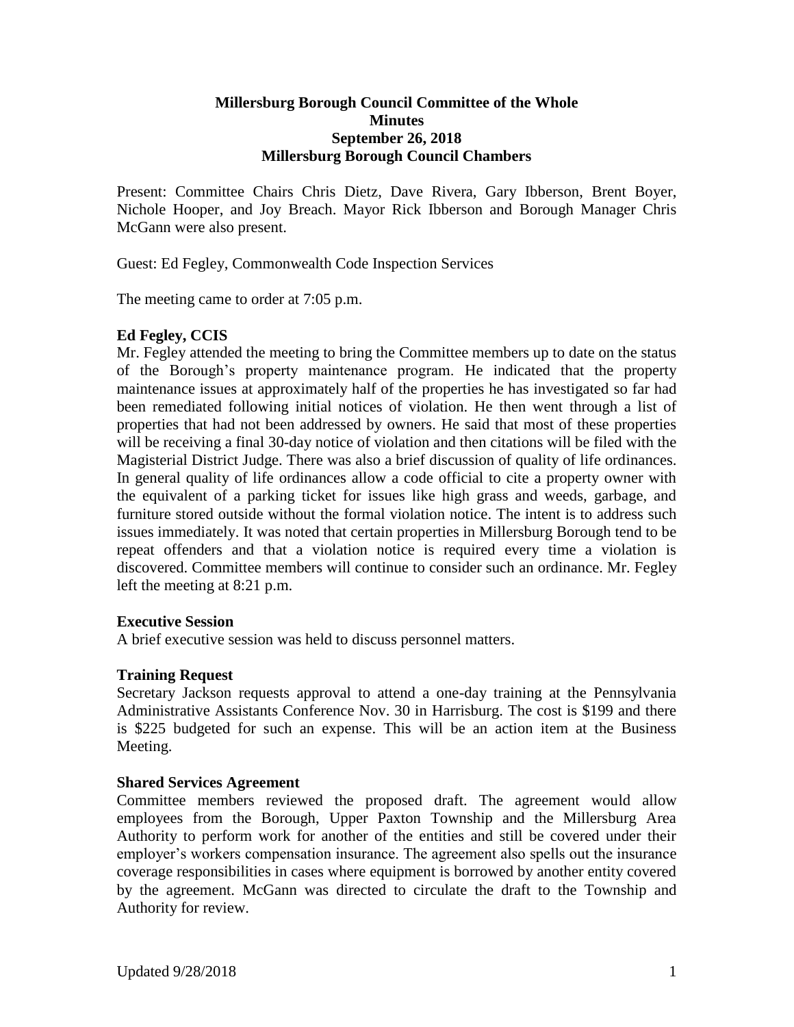# Millersburg Borough Council Committee of the Whole Minutes
## September 26, 2018
## Millersburg Borough Council Chambers

Present: Committee Chairs Chris Dietz, Dave Rivera, Gary Ibberson, Brent Boyer, Nichole Hooper, and Joy Breach. Mayor Rick Ibberson and Borough Manager Chris McGann were also present.

Guest: Ed Fegley, Commonwealth Code Inspection Services

The meeting came to order at 7:05 p.m.

**Ed Fegley, CCIS**

Mr. Fegley attended the meeting to bring the Committee members up to date on the status of the Borough's property maintenance program. He indicated that the property maintenance issues at approximately half of the properties he has investigated so far had been remediated following initial notices of violation. He then went through a list of properties that had not been addressed by owners. He said that most of these properties will be receiving a final 30-day notice of violation and then citations will be filed with the Magisterial District Judge. There was also a brief discussion of quality of life ordinances. In general quality of life ordinances allow a code official to cite a property owner with the equivalent of a parking ticket for issues like high grass and weeds, garbage, and furniture stored outside without the formal violation notice. The intent is to address such issues immediately. It was noted that certain properties in Millersburg Borough tend to be repeat offenders and that a violation notice is required every time a violation is discovered. Committee members will continue to consider such an ordinance. Mr. Fegley left the meeting at 8:21 p.m.

**Executive Session**

A brief executive session was held to discuss personnel matters.

**Training Request**

Secretary Jackson requests approval to attend a one-day training at the Pennsylvania Administrative Assistants Conference Nov. 30 in Harrisburg. The cost is $199 and there is $225 budgeted for such an expense. This will be an action item at the Business Meeting.

**Shared Services Agreement**

Committee members reviewed the proposed draft. The agreement would allow employees from the Borough, Upper Paxton Township and the Millersburg Area Authority to perform work for another of the entities and still be covered under their employer's workers compensation insurance. The agreement also spells out the insurance coverage responsibilities in cases where equipment is borrowed by another entity covered by the agreement. McGann was directed to circulate the draft to the Township and Authority for review.

Updated 9/28/2018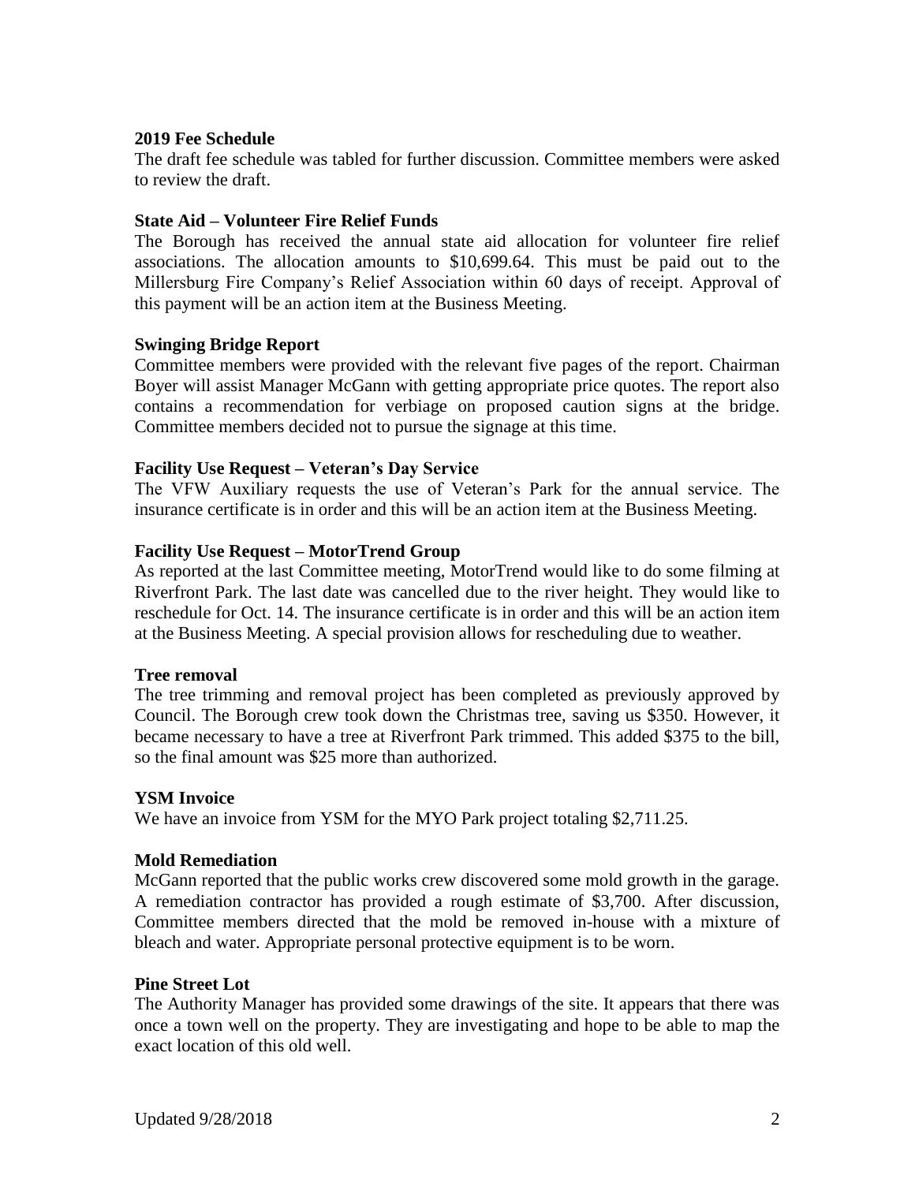**2019 Fee Schedule**

The draft fee schedule was tabled for further discussion. Committee members were asked to review the draft.

**State Aid – Volunteer Fire Relief Funds**

The Borough has received the annual state aid allocation for volunteer fire relief associations. The allocation amounts to $10,699.64. This must be paid out to the Millersburg Fire Company's Relief Association within 60 days of receipt. Approval of this payment will be an action item at the Business Meeting.

**Swinging Bridge Report**

Committee members were provided with the relevant five pages of the report. Chairman Boyer will assist Manager McGann with getting appropriate price quotes. The report also contains a recommendation for verbiage on proposed caution signs at the bridge. Committee members decided not to pursue the signage at this time.

**Facility Use Request – Veteran's Day Service**

The VFW Auxiliary requests the use of Veteran's Park for the annual service. The insurance certificate is in order and this will be an action item at the Business Meeting.

**Facility Use Request – MotorTrend Group**

As reported at the last Committee meeting, MotorTrend would like to do some filming at Riverfront Park. The last date was cancelled due to the river height. They would like to reschedule for Oct. 14. The insurance certificate is in order and this will be an action item at the Business Meeting. A special provision allows for rescheduling due to weather.

**Tree removal**

The tree trimming and removal project has been completed as previously approved by Council. The Borough crew took down the Christmas tree, saving us $350. However, it became necessary to have a tree at Riverfront Park trimmed. This added $375 to the bill, so the final amount was $25 more than authorized.

**YSM Invoice**

We have an invoice from YSM for the MYO Park project totaling $2,711.25.

**Mold Remediation**

McGann reported that the public works crew discovered some mold growth in the garage. A remediation contractor has provided a rough estimate of $3,700. After discussion, Committee members directed that the mold be removed in-house with a mixture of bleach and water. Appropriate personal protective equipment is to be worn.

**Pine Street Lot**

The Authority Manager has provided some drawings of the site. It appears that there was once a town well on the property. They are investigating and hope to be able to map the exact location of this old well.

Updated 9/28/2018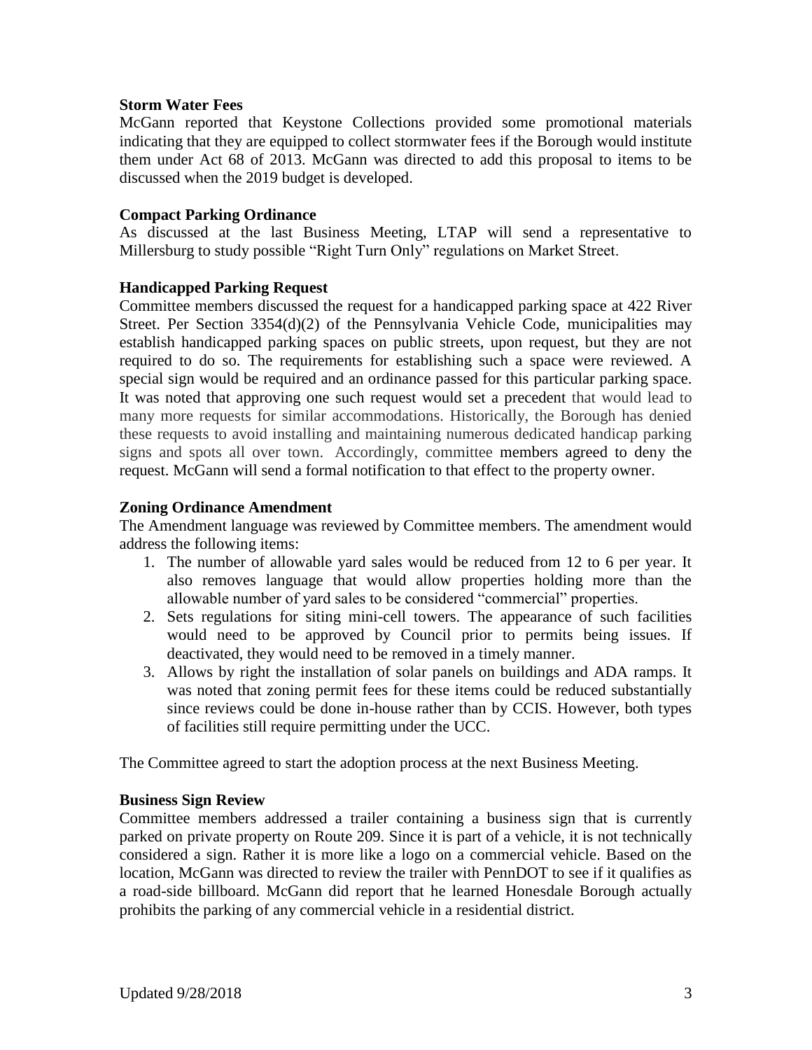**Storm Water Fees**

McGann reported that Keystone Collections provided some promotional materials indicating that they are equipped to collect stormwater fees if the Borough would institute them under Act 68 of 2013. McGann was directed to add this proposal to items to be discussed when the 2019 budget is developed.

**Compact Parking Ordinance**

As discussed at the last Business Meeting, LTAP will send a representative to Millersburg to study possible "Right Turn Only" regulations on Market Street.

**Handicapped Parking Request**

Committee members discussed the request for a handicapped parking space at 422 River Street. Per Section 3354(d)(2) of the Pennsylvania Vehicle Code, municipalities may establish handicapped parking spaces on public streets, upon request, but they are not required to do so. The requirements for establishing such a space were reviewed. A special sign would be required and an ordinance passed for this particular parking space. It was noted that approving one such request would set a precedent that would lead to many more requests for similar accommodations. Historically, the Borough has denied these requests to avoid installing and maintaining numerous dedicated handicap parking signs and spots all over town. Accordingly, committee members agreed to deny the request. McGann will send a formal notification to that effect to the property owner.

**Zoning Ordinance Amendment**

The Amendment language was reviewed by Committee members. The amendment would address the following items:

1. The number of allowable yard sales would be reduced from 12 to 6 per year. It also removes language that would allow properties holding more than the allowable number of yard sales to be considered "commercial" properties.
2. Sets regulations for siting mini-cell towers. The appearance of such facilities would need to be approved by Council prior to permits being issues. If deactivated, they would need to be removed in a timely manner.
3. Allows by right the installation of solar panels on buildings and ADA ramps. It was noted that zoning permit fees for these items could be reduced substantially since reviews could be done in-house rather than by CCIS. However, both types of facilities still require permitting under the UCC.

The Committee agreed to start the adoption process at the next Business Meeting.

**Business Sign Review**

Committee members addressed a trailer containing a business sign that is currently parked on private property on Route 209. Since it is part of a vehicle, it is not technically considered a sign. Rather it is more like a logo on a commercial vehicle. Based on the location, McGann was directed to review the trailer with PennDOT to see if it qualifies as a road-side billboard. McGann did report that he learned Honesdale Borough actually prohibits the parking of any commercial vehicle in a residential district.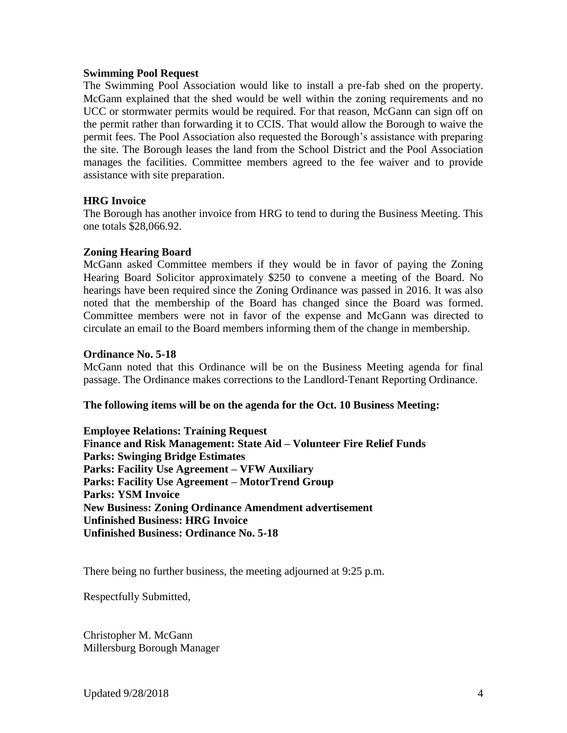**Swimming Pool Request**

The Swimming Pool Association would like to install a pre-fab shed on the property. McGann explained that the shed would be well within the zoning requirements and no UCC or stormwater permits would be required. For that reason, McGann can sign off on the permit rather than forwarding it to CCIS. That would allow the Borough to waive the permit fees. The Pool Association also requested the Borough's assistance with preparing the site. The Borough leases the land from the School District and the Pool Association manages the facilities. Committee members agreed to the fee waiver and to provide assistance with site preparation.

**HRG Invoice**

The Borough has another invoice from HRG to tend to during the Business Meeting. This one totals $28,066.92.

**Zoning Hearing Board**

McGann asked Committee members if they would be in favor of paying the Zoning Hearing Board Solicitor approximately $250 to convene a meeting of the Board. No hearings have been required since the Zoning Ordinance was passed in 2016. It was also noted that the membership of the Board has changed since the Board was formed. Committee members were not in favor of the expense and McGann was directed to circulate an email to the Board members informing them of the change in membership.

**Ordinance No. 5-18**

McGann noted that this Ordinance will be on the Business Meeting agenda for final passage. The Ordinance makes corrections to the Landlord-Tenant Reporting Ordinance.

**The following items will be on the agenda for the Oct. 10 Business Meeting:**

**Employee Relations: Training Request**
**Finance and Risk Management: State Aid – Volunteer Fire Relief Funds**
**Parks: Swinging Bridge Estimates**
**Parks: Facility Use Agreement – VFW Auxiliary**
**Parks: Facility Use Agreement – MotorTrend Group**
**Parks: YSM Invoice**
**New Business: Zoning Ordinance Amendment advertisement**
**Unfinished Business: HRG Invoice**
**Unfinished Business: Ordinance No. 5-18**

There being no further business, the meeting adjourned at 9:25 p.m.

Respectfully Submitted,

Christopher M. McGann
Millersburg Borough Manager

Updated 9/28/2018